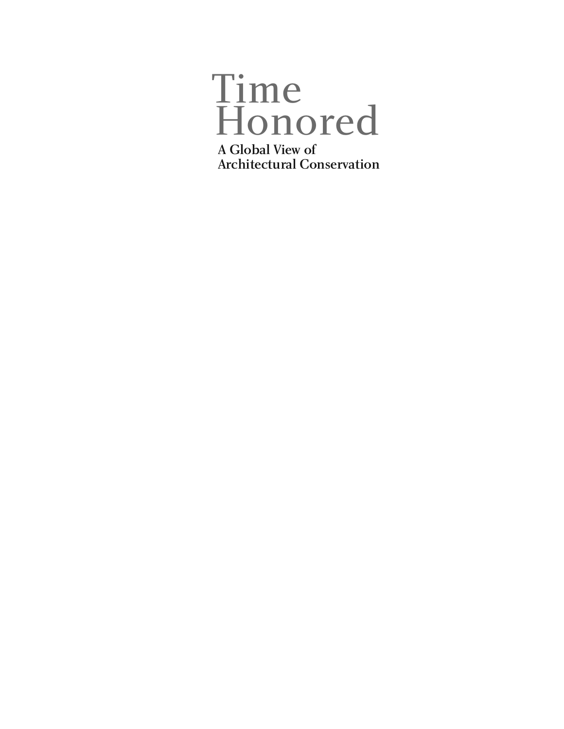# Time Honored

**A Global View of Architectural Conservation**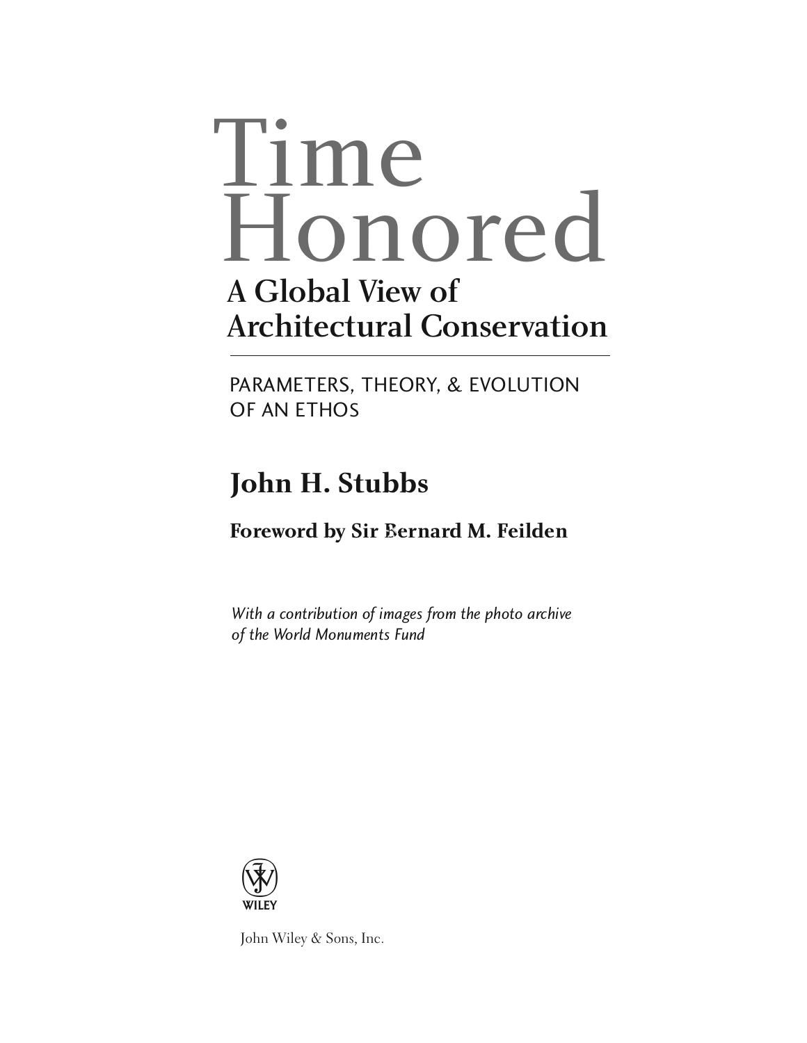# Time Honored

## A Global View of Architectural Conservation

PARAMETERS, THEORY, & EVOLUTION OF AN ETHOS

**John H. Stubbs**

**Foreword by Sir Bernard M. Feilden**

*With a contribution of images from the photo archive of the World Monuments Fund*

WILEY

John Wiley & Sons, Inc.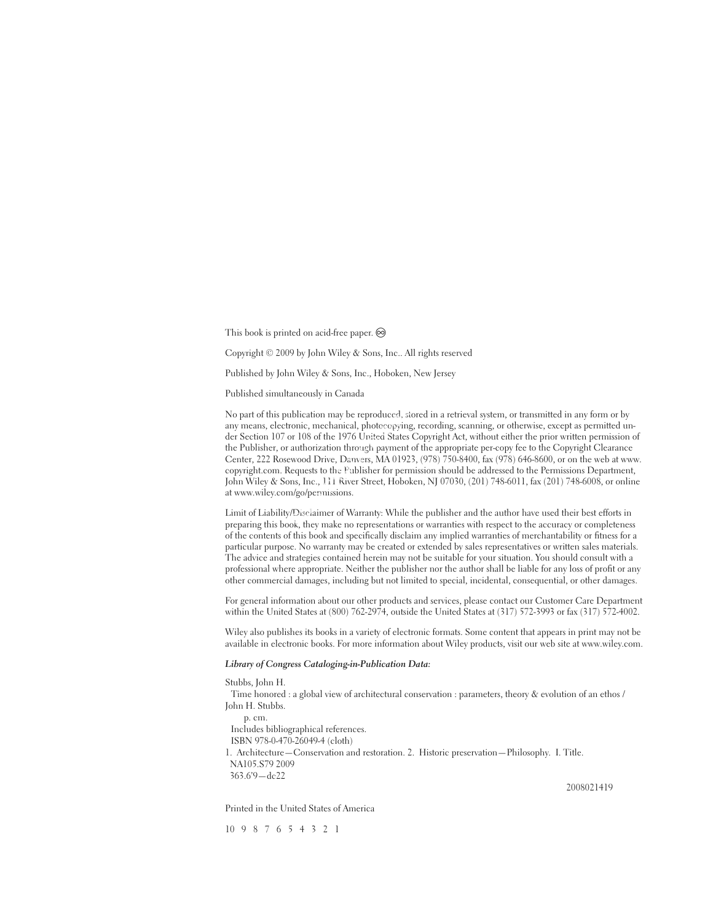This book is printed on acid-free paper. ♾

Copyright © 2009 by John Wiley & Sons, Inc.. All rights reserved

Published by John Wiley & Sons, Inc., Hoboken, New Jersey

Published simultaneously in Canada

No part of this publication may be reproduced, stored in a retrieval system, or transmitted in any form or by any means, electronic, mechanical, photocopying, recording, scanning, or otherwise, except as permitted under Section 107 or 108 of the 1976 United States Copyright Act, without either the prior written permission of the Publisher, or authorization through payment of the appropriate per-copy fee to the Copyright Clearance Center, 222 Rosewood Drive, Danvers, MA 01923, (978) 750-8400, fax (978) 646-8600, or on the web at www.copyright.com. Requests to the Publisher for permission should be addressed to the Permissions Department, John Wiley & Sons, Inc., 111 River Street, Hoboken, NJ 07030, (201) 748-6011, fax (201) 748-6008, or online at www.wiley.com/go/permissions.

Limit of Liability/Disclaimer of Warranty: While the publisher and the author have used their best efforts in preparing this book, they make no representations or warranties with respect to the accuracy or completeness of the contents of this book and specifically disclaim any implied warranties of merchantability or fitness for a particular purpose. No warranty may be created or extended by sales representatives or written sales materials. The advice and strategies contained herein may not be suitable for your situation. You should consult with a professional where appropriate. Neither the publisher nor the author shall be liable for any loss of profit or any other commercial damages, including but not limited to special, incidental, consequential, or other damages.

For general information about our other products and services, please contact our Customer Care Department within the United States at (800) 762-2974, outside the United States at (317) 572-3993 or fax (317) 572-4002.

Wiley also publishes its books in a variety of electronic formats. Some content that appears in print may not be available in electronic books. For more information about Wiley products, visit our web site at www.wiley.com.

***Library of Congress Cataloging-in-Publication Data:***

Stubbs, John H.
  Time honored : a global view of architectural conservation : parameters, theory & evolution of an ethos / John H. Stubbs.
    p. cm.
  Includes bibliographical references.
  ISBN 978-0-470-26049-4 (cloth)
1. Architecture—Conservation and restoration. 2. Historic preservation—Philosophy. I. Title.
 NA105.S79 2009
 363.6'9—dc22

2008021419

Printed in the United States of America

10 9 8 7 6 5 4 3 2 1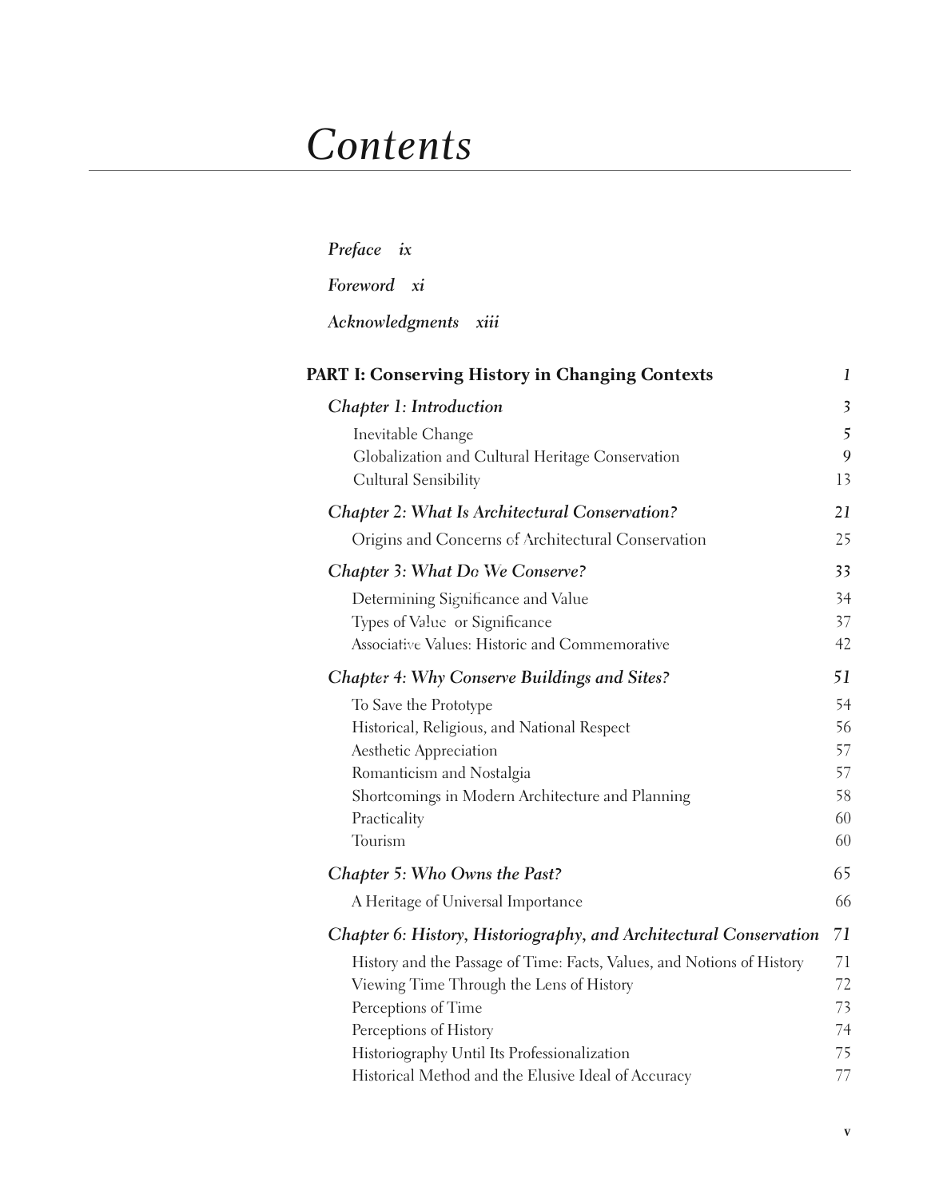# *Contents*

*Preface* *ix*

*Foreword* *xi*

*Acknowledgments* *xiii*

**PART I: Conserving History in Changing Contexts** *1*

*Chapter 1: Introduction* 3

- Inevitable Change 5
- Globalization and Cultural Heritage Conservation 9
- Cultural Sensibility 13

*Chapter 2: What Is Architectural Conservation?* 21

- Origins and Concerns of Architectural Conservation 25

*Chapter 3: What Do We Conserve?* 33

- Determining Significance and Value 34
- Types of Value or Significance 37
- Associative Values: Historic and Commemorative 42

*Chapter 4: Why Conserve Buildings and Sites?* 51

- To Save the Prototype 54
- Historical, Religious, and National Respect 56
- Aesthetic Appreciation 57
- Romanticism and Nostalgia 57
- Shortcomings in Modern Architecture and Planning 58
- Practicality 60
- Tourism 60

*Chapter 5: Who Owns the Past?* 65

- A Heritage of Universal Importance 66

*Chapter 6: History, Historiography, and Architectural Conservation* 71

- History and the Passage of Time: Facts, Values, and Notions of History 71
- Viewing Time Through the Lens of History 72
- Perceptions of Time 73
- Perceptions of History 74
- Historiography Until Its Professionalization 75
- Historical Method and the Elusive Ideal of Accuracy 77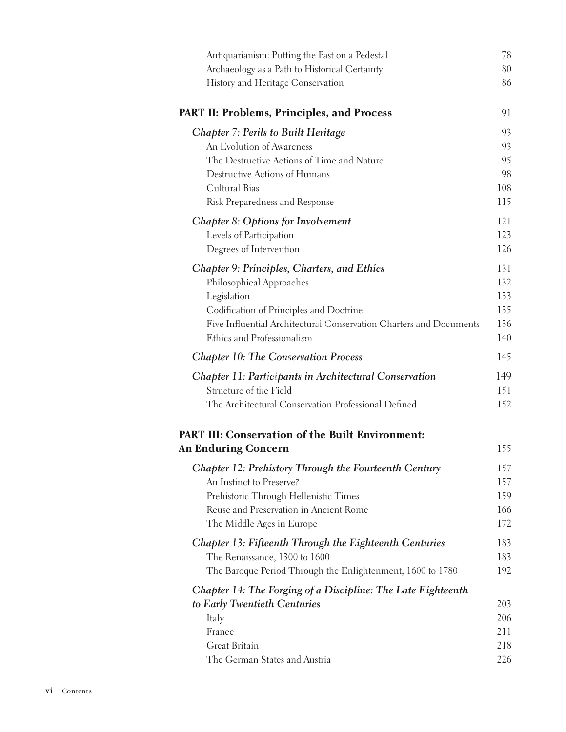Antiquarianism: Putting the Past on a Pedestal 78
Archaeology as a Path to Historical Certainty 80
History and Heritage Conservation 86

**PART II: Problems, Principles, and Process** 91

***Chapter 7: Perils to Built Heritage*** 93
An Evolution of Awareness 93
The Destructive Actions of Time and Nature 95
Destructive Actions of Humans 98
Cultural Bias 108
Risk Preparedness and Response 115

***Chapter 8: Options for Involvement*** 121
Levels of Participation 123
Degrees of Intervention 126

***Chapter 9: Principles, Charters, and Ethics*** 131
Philosophical Approaches 132
Legislation 133
Codification of Principles and Doctrine 135
Five Influential Architectural Conservation Charters and Documents 136
Ethics and Professionalism 140

***Chapter 10: The Conservation Process*** 145

***Chapter 11: Participants in Architectural Conservation*** 149
Structure of the Field 151
The Architectural Conservation Professional Defined 152

**PART III: Conservation of the Built Environment: An Enduring Concern** 155

***Chapter 12: Prehistory Through the Fourteenth Century*** 157
An Instinct to Preserve? 157
Prehistoric Through Hellenistic Times 159
Reuse and Preservation in Ancient Rome 166
The Middle Ages in Europe 172

***Chapter 13: Fifteenth Through the Eighteenth Centuries*** 183
The Renaissance, 1300 to 1600 183
The Baroque Period Through the Enlightenment, 1600 to 1780 192

***Chapter 14: The Forging of a Discipline: The Late Eighteenth to Early Twentieth Centuries*** 203
Italy 206
France 211
Great Britain 218
The German States and Austria 226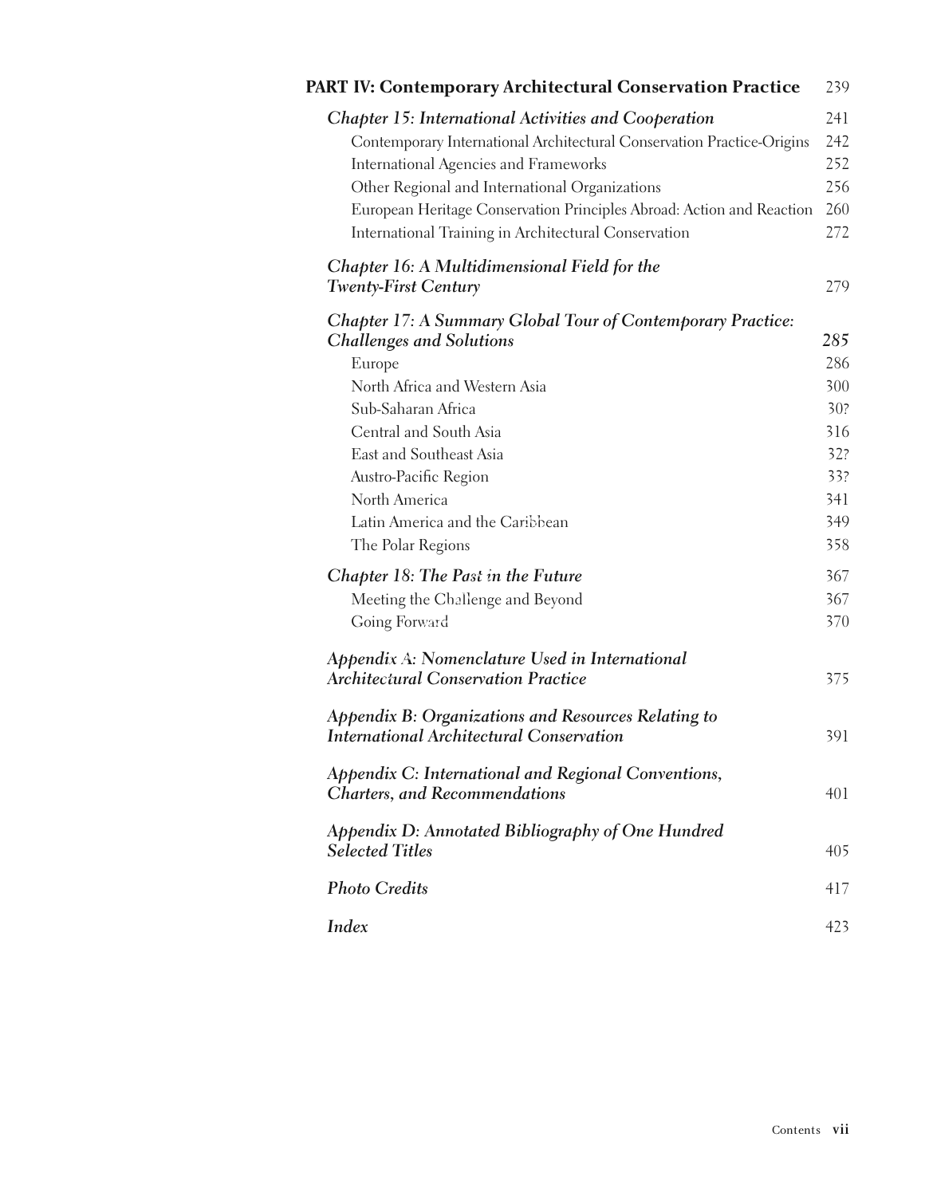**PART IV: Contemporary Architectural Conservation Practice** 239

*Chapter 15: International Activities and Cooperation* 241
- Contemporary International Architectural Conservation Practice-Origins 242
- International Agencies and Frameworks 252
- Other Regional and International Organizations 256
- European Heritage Conservation Principles Abroad: Action and Reaction 260
- International Training in Architectural Conservation 272

*Chapter 16: A Multidimensional Field for the Twenty-First Century* 279

*Chapter 17: A Summary Global Tour of Contemporary Practice: Challenges and Solutions* 285
- Europe 286
- North Africa and Western Asia 300
- Sub-Saharan Africa 30?
- Central and South Asia 316
- East and Southeast Asia 32?
- Austro-Pacific Region 33?
- North America 341
- Latin America and the Caribbean 349
- The Polar Regions 358

*Chapter 18: The Past in the Future* 367
- Meeting the Challenge and Beyond 367
- Going Forward 370

*Appendix A: Nomenclature Used in International Architectural Conservation Practice* 375

*Appendix B: Organizations and Resources Relating to International Architectural Conservation* 391

*Appendix C: International and Regional Conventions, Charters, and Recommendations* 401

*Appendix D: Annotated Bibliography of One Hundred Selected Titles* 405

*Photo Credits* 417

*Index* 423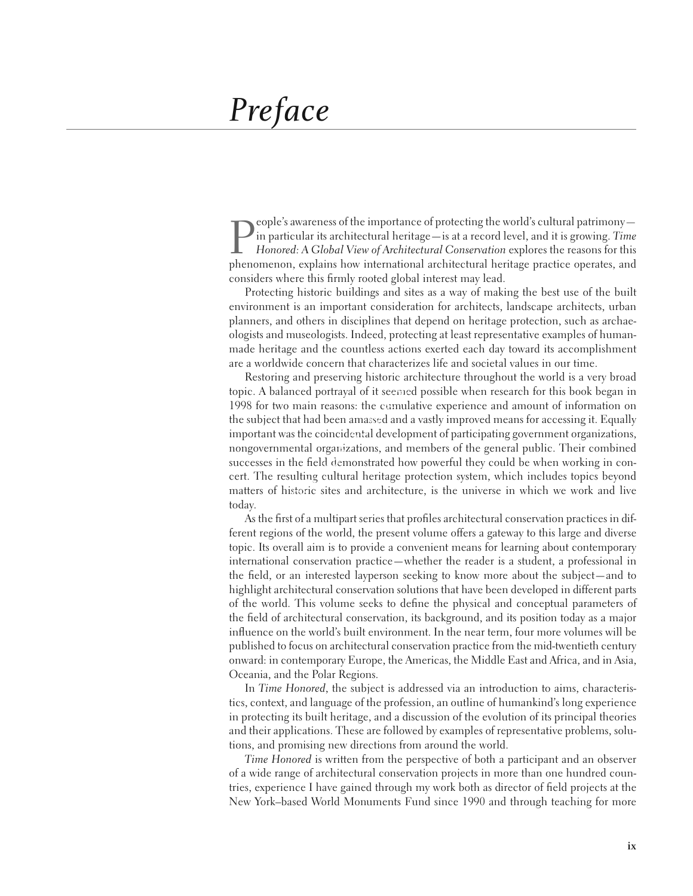# Preface

People's awareness of the importance of protecting the world's cultural patrimony—in particular its architectural heritage—is at a record level, and it is growing. *Time Honored: A Global View of Architectural Conservation* explores the reasons for this phenomenon, explains how international architectural heritage practice operates, and considers where this firmly rooted global interest may lead.

Protecting historic buildings and sites as a way of making the best use of the built environment is an important consideration for architects, landscape architects, urban planners, and others in disciplines that depend on heritage protection, such as archaeologists and museologists. Indeed, protecting at least representative examples of human-made heritage and the countless actions exerted each day toward its accomplishment are a worldwide concern that characterizes life and societal values in our time.

Restoring and preserving historic architecture throughout the world is a very broad topic. A balanced portrayal of it seemed possible when research for this book began in 1998 for two main reasons: the cumulative experience and amount of information on the subject that had been amassed and a vastly improved means for accessing it. Equally important was the coincidental development of participating government organizations, nongovernmental organizations, and members of the general public. Their combined successes in the field demonstrated how powerful they could be when working in concert. The resulting cultural heritage protection system, which includes topics beyond matters of historic sites and architecture, is the universe in which we work and live today.

As the first of a multipart series that profiles architectural conservation practices in different regions of the world, the present volume offers a gateway to this large and diverse topic. Its overall aim is to provide a convenient means for learning about contemporary international conservation practice—whether the reader is a student, a professional in the field, or an interested layperson seeking to know more about the subject—and to highlight architectural conservation solutions that have been developed in different parts of the world. This volume seeks to define the physical and conceptual parameters of the field of architectural conservation, its background, and its position today as a major influence on the world's built environment. In the near term, four more volumes will be published to focus on architectural conservation practice from the mid-twentieth century onward: in contemporary Europe, the Americas, the Middle East and Africa, and in Asia, Oceania, and the Polar Regions.

In *Time Honored*, the subject is addressed via an introduction to aims, characteristics, context, and language of the profession, an outline of humankind's long experience in protecting its built heritage, and a discussion of the evolution of its principal theories and their applications. These are followed by examples of representative problems, solutions, and promising new directions from around the world.

*Time Honored* is written from the perspective of both a participant and an observer of a wide range of architectural conservation projects in more than one hundred countries, experience I have gained through my work both as director of field projects at the New York–based World Monuments Fund since 1990 and through teaching for more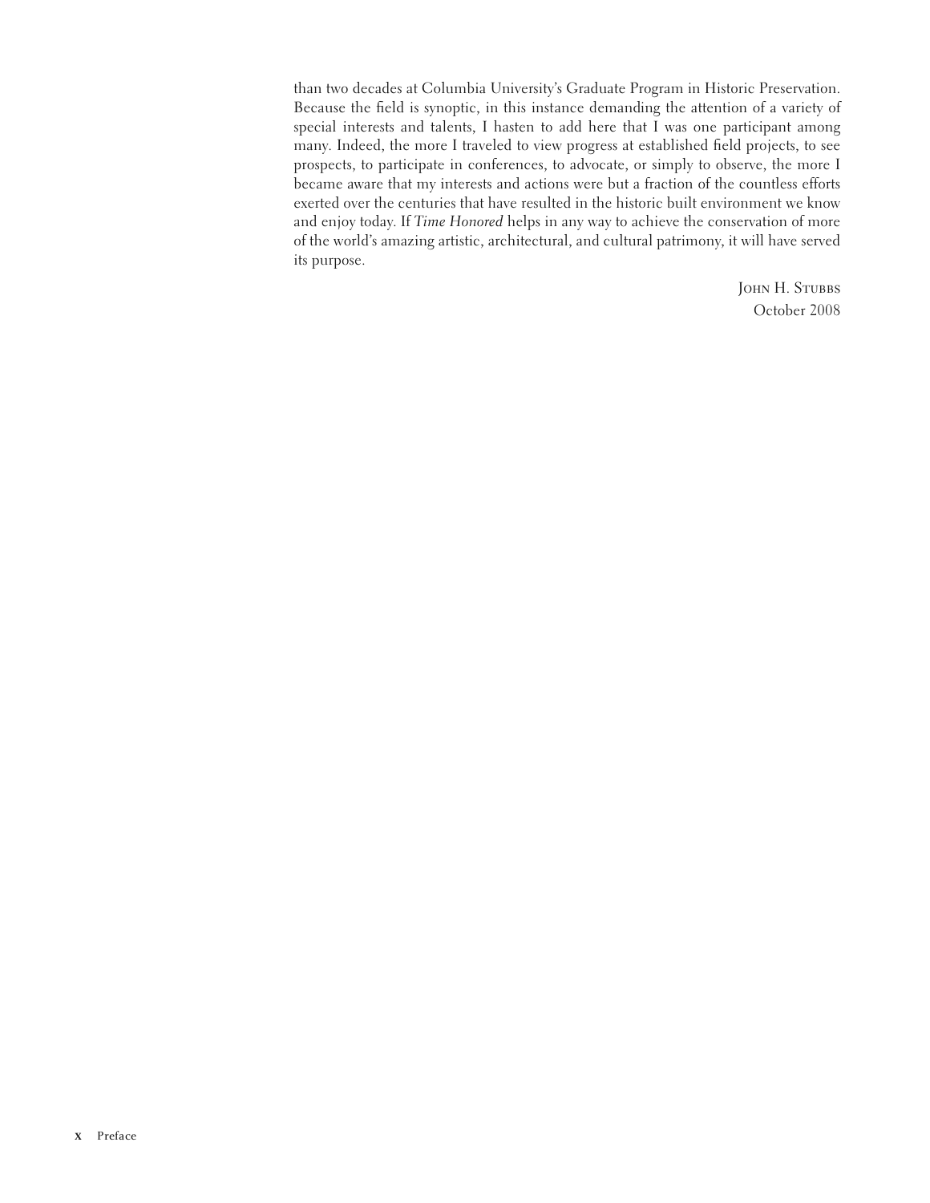than two decades at Columbia University's Graduate Program in Historic Preservation. Because the field is synoptic, in this instance demanding the attention of a variety of special interests and talents, I hasten to add here that I was one participant among many. Indeed, the more I traveled to view progress at established field projects, to see prospects, to participate in conferences, to advocate, or simply to observe, the more I became aware that my interests and actions were but a fraction of the countless efforts exerted over the centuries that have resulted in the historic built environment we know and enjoy today. If *Time Honored* helps in any way to achieve the conservation of more of the world's amazing artistic, architectural, and cultural patrimony, it will have served its purpose.

John H. Stubbs
October 2008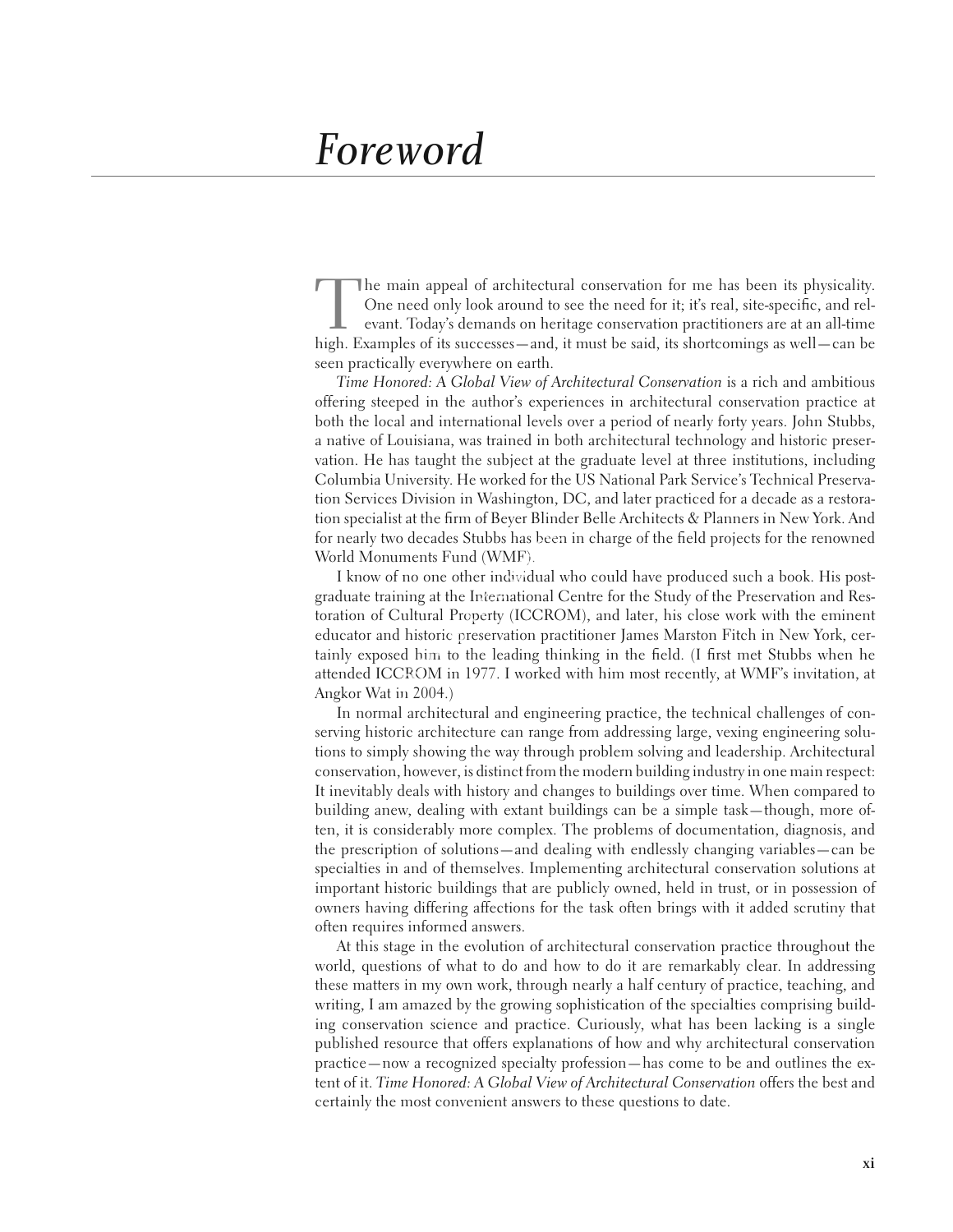# Foreword

The main appeal of architectural conservation for me has been its physicality. One need only look around to see the need for it; it's real, site-specific, and relevant. Today's demands on heritage conservation practitioners are at an all-time high. Examples of its successes—and, it must be said, its shortcomings as well—can be seen practically everywhere on earth.

*Time Honored: A Global View of Architectural Conservation* is a rich and ambitious offering steeped in the author's experiences in architectural conservation practice at both the local and international levels over a period of nearly forty years. John Stubbs, a native of Louisiana, was trained in both architectural technology and historic preservation. He has taught the subject at the graduate level at three institutions, including Columbia University. He worked for the US National Park Service's Technical Preservation Services Division in Washington, DC, and later practiced for a decade as a restoration specialist at the firm of Beyer Blinder Belle Architects & Planners in New York. And for nearly two decades Stubbs has been in charge of the field projects for the renowned World Monuments Fund (WMF).

I know of no one other individual who could have produced such a book. His postgraduate training at the International Centre for the Study of the Preservation and Restoration of Cultural Property (ICCROM), and later, his close work with the eminent educator and historic preservation practitioner James Marston Fitch in New York, certainly exposed him to the leading thinking in the field. (I first met Stubbs when he attended ICCROM in 1977. I worked with him most recently, at WMF's invitation, at Angkor Wat in 2004.)

In normal architectural and engineering practice, the technical challenges of conserving historic architecture can range from addressing large, vexing engineering solutions to simply showing the way through problem solving and leadership. Architectural conservation, however, is distinct from the modern building industry in one main respect: It inevitably deals with history and changes to buildings over time. When compared to building anew, dealing with extant buildings can be a simple task—though, more often, it is considerably more complex. The problems of documentation, diagnosis, and the prescription of solutions—and dealing with endlessly changing variables—can be specialties in and of themselves. Implementing architectural conservation solutions at important historic buildings that are publicly owned, held in trust, or in possession of owners having differing affections for the task often brings with it added scrutiny that often requires informed answers.

At this stage in the evolution of architectural conservation practice throughout the world, questions of what to do and how to do it are remarkably clear. In addressing these matters in my own work, through nearly a half century of practice, teaching, and writing, I am amazed by the growing sophistication of the specialties comprising building conservation science and practice. Curiously, what has been lacking is a single published resource that offers explanations of how and why architectural conservation practice—now a recognized specialty profession—has come to be and outlines the extent of it. *Time Honored: A Global View of Architectural Conservation* offers the best and certainly the most convenient answers to these questions to date.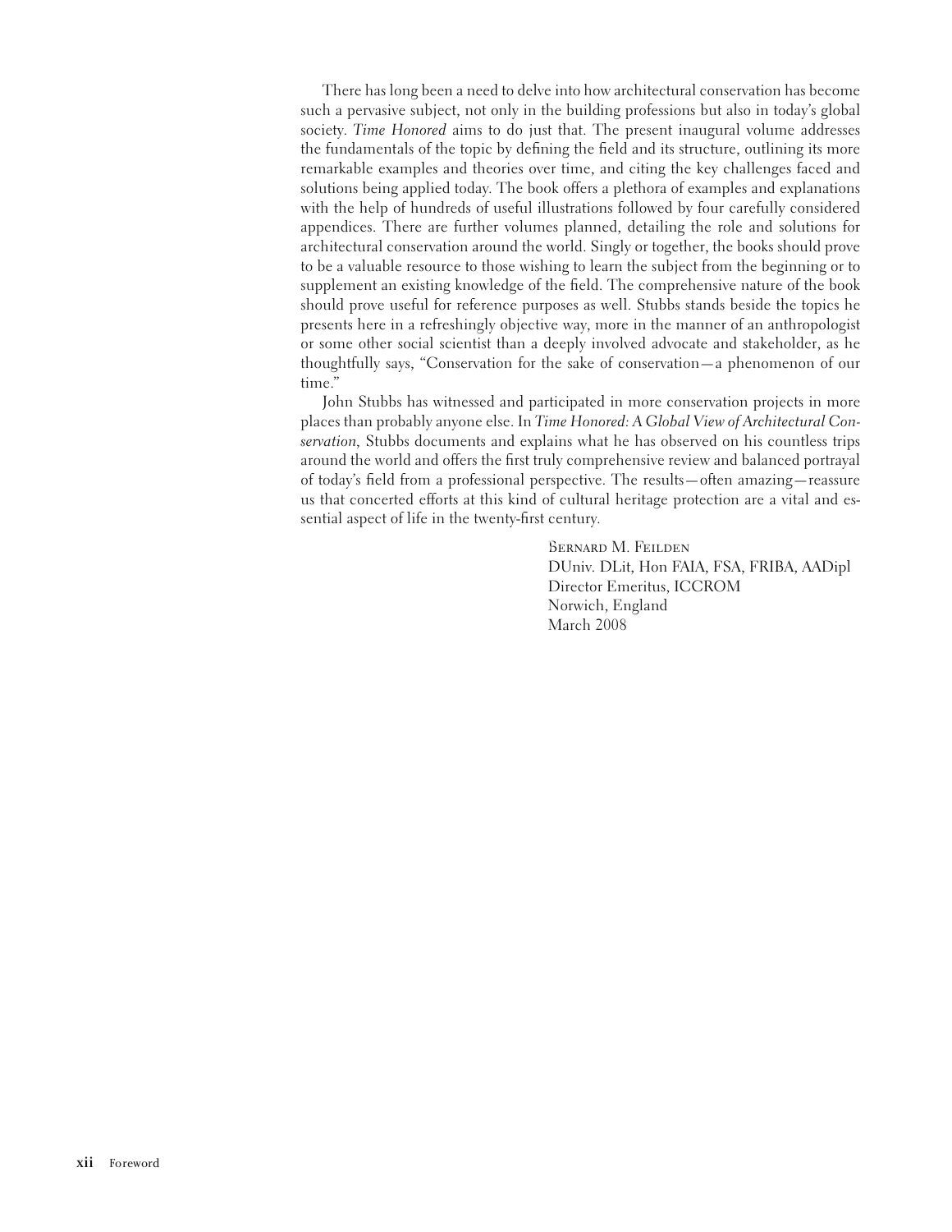There has long been a need to delve into how architectural conservation has become such a pervasive subject, not only in the building professions but also in today's global society. *Time Honored* aims to do just that. The present inaugural volume addresses the fundamentals of the topic by defining the field and its structure, outlining its more remarkable examples and theories over time, and citing the key challenges faced and solutions being applied today. The book offers a plethora of examples and explanations with the help of hundreds of useful illustrations followed by four carefully considered appendices. There are further volumes planned, detailing the role and solutions for architectural conservation around the world. Singly or together, the books should prove to be a valuable resource to those wishing to learn the subject from the beginning or to supplement an existing knowledge of the field. The comprehensive nature of the book should prove useful for reference purposes as well. Stubbs stands beside the topics he presents here in a refreshingly objective way, more in the manner of an anthropologist or some other social scientist than a deeply involved advocate and stakeholder, as he thoughtfully says, "Conservation for the sake of conservation—a phenomenon of our time."

John Stubbs has witnessed and participated in more conservation projects in more places than probably anyone else. In *Time Honored: A Global View of Architectural Conservation*, Stubbs documents and explains what he has observed on his countless trips around the world and offers the first truly comprehensive review and balanced portrayal of today's field from a professional perspective. The results—often amazing—reassure us that concerted efforts at this kind of cultural heritage protection are a vital and essential aspect of life in the twenty-first century.

Bernard M. Feilden
DUniv. DLit, Hon FAIA, FSA, FRIBA, AADipl
Director Emeritus, ICCROM
Norwich, England
March 2008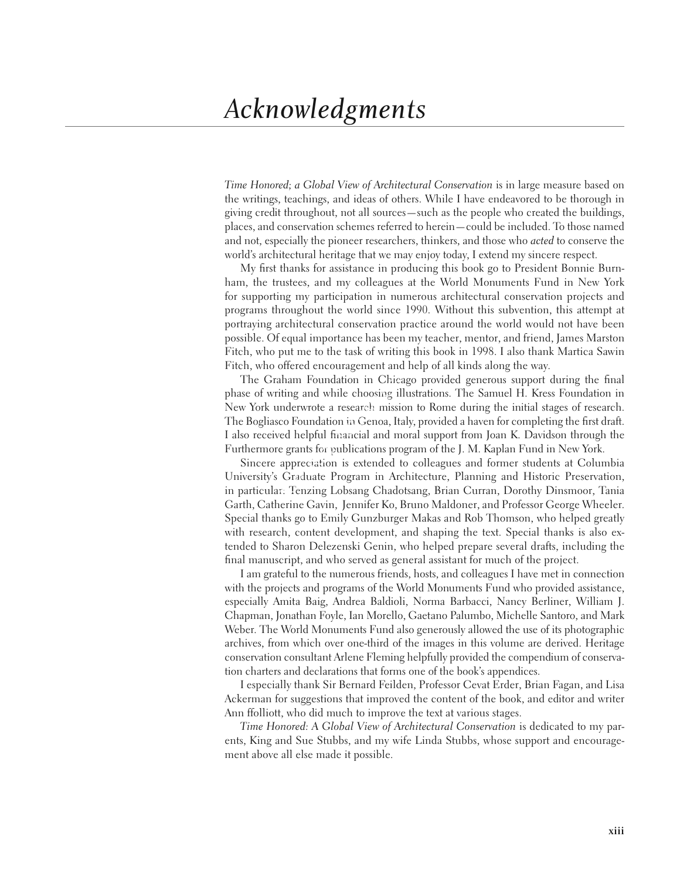# *Acknowledgments*

*Time Honored; a Global View of Architectural Conservation* is in large measure based on the writings, teachings, and ideas of others. While I have endeavored to be thorough in giving credit throughout, not all sources—such as the people who created the buildings, places, and conservation schemes referred to herein—could be included. To those named and not, especially the pioneer researchers, thinkers, and those who *acted* to conserve the world's architectural heritage that we may enjoy today, I extend my sincere respect.

My first thanks for assistance in producing this book go to President Bonnie Burnham, the trustees, and my colleagues at the World Monuments Fund in New York for supporting my participation in numerous architectural conservation projects and programs throughout the world since 1990. Without this subvention, this attempt at portraying architectural conservation practice around the world would not have been possible. Of equal importance has been my teacher, mentor, and friend, James Marston Fitch, who put me to the task of writing this book in 1998. I also thank Martica Sawin Fitch, who offered encouragement and help of all kinds along the way.

The Graham Foundation in Chicago provided generous support during the final phase of writing and while choosing illustrations. The Samuel H. Kress Foundation in New York underwrote a research mission to Rome during the initial stages of research. The Bogliasco Foundation in Genoa, Italy, provided a haven for completing the first draft. I also received helpful financial and moral support from Joan K. Davidson through the Furthermore grants for publications program of the J. M. Kaplan Fund in New York.

Sincere appreciation is extended to colleagues and former students at Columbia University's Graduate Program in Architecture, Planning and Historic Preservation, in particular: Tenzing Lobsang Chadotsang, Brian Curran, Dorothy Dinsmoor, Tania Garth, Catherine Gavin, Jennifer Ko, Bruno Maldoner, and Professor George Wheeler. Special thanks go to Emily Gunzburger Makas and Rob Thomson, who helped greatly with research, content development, and shaping the text. Special thanks is also extended to Sharon Delezenski Genin, who helped prepare several drafts, including the final manuscript, and who served as general assistant for much of the project.

I am grateful to the numerous friends, hosts, and colleagues I have met in connection with the projects and programs of the World Monuments Fund who provided assistance, especially Amita Baig, Andrea Baldioli, Norma Barbacci, Nancy Berliner, William J. Chapman, Jonathan Foyle, Ian Morello, Gaetano Palumbo, Michelle Santoro, and Mark Weber. The World Monuments Fund also generously allowed the use of its photographic archives, from which over one-third of the images in this volume are derived. Heritage conservation consultant Arlene Fleming helpfully provided the compendium of conservation charters and declarations that forms one of the book's appendices.

I especially thank Sir Bernard Feilden, Professor Cevat Erder, Brian Fagan, and Lisa Ackerman for suggestions that improved the content of the book, and editor and writer Ann ffolliott, who did much to improve the text at various stages.

*Time Honored: A Global View of Architectural Conservation* is dedicated to my parents, King and Sue Stubbs, and my wife Linda Stubbs, whose support and encouragement above all else made it possible.